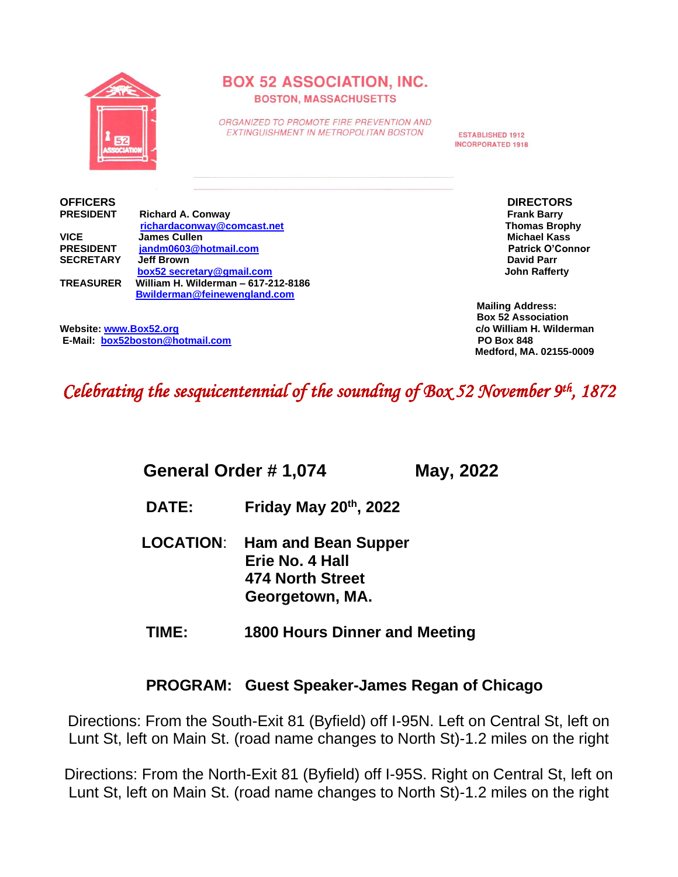# BOX 52 ASSOCIATION, INC.

**BOSTON, MASSACHUSETTS**

*ORGANIZED TO PROMOTE FIRE PREVENTION AND EXTINGUISHMENT IN METROPOLITAN BOSTON*

ESTABLISHED 1912
INCORPORATED 1918

**OFFICERS**

**PRESIDENT** Richard A. Conway
richardaconway@comcast.net

**VICE PRESIDENT** James Cullen
jandm0603@hotmail.com

**SECRETARY** Jeff Brown
box52 secretary@gmail.com

**TREASURER** William H. Wilderman – 617-212-8186
Bwilderman@feinewengland.com

**Website:** www.Box52.org
**E-Mail:** box52boston@hotmail.com

**DIRECTORS**

Frank Barry
Thomas Brophy
Michael Kass
Patrick O'Connor
David Parr
John Rafferty

**Mailing Address:**
Box 52 Association
c/o William H. Wilderman
PO Box 848
Medford, MA. 02155-0009

*Celebrating the sesquicentennial of the sounding of Box 52 November 9th, 1872*

## General Order # 1,074 May, 2022

**DATE:** Friday May 20th, 2022

**LOCATION:** Ham and Bean Supper
Erie No. 4 Hall
474 North Street
Georgetown, MA.

**TIME:** 1800 Hours Dinner and Meeting

**PROGRAM:** Guest Speaker-James Regan of Chicago

Directions: From the South-Exit 81 (Byfield) off I-95N. Left on Central St, left on Lunt St, left on Main St. (road name changes to North St)-1.2 miles on the right

Directions: From the North-Exit 81 (Byfield) off I-95S. Right on Central St, left on Lunt St, left on Main St. (road name changes to North St)-1.2 miles on the right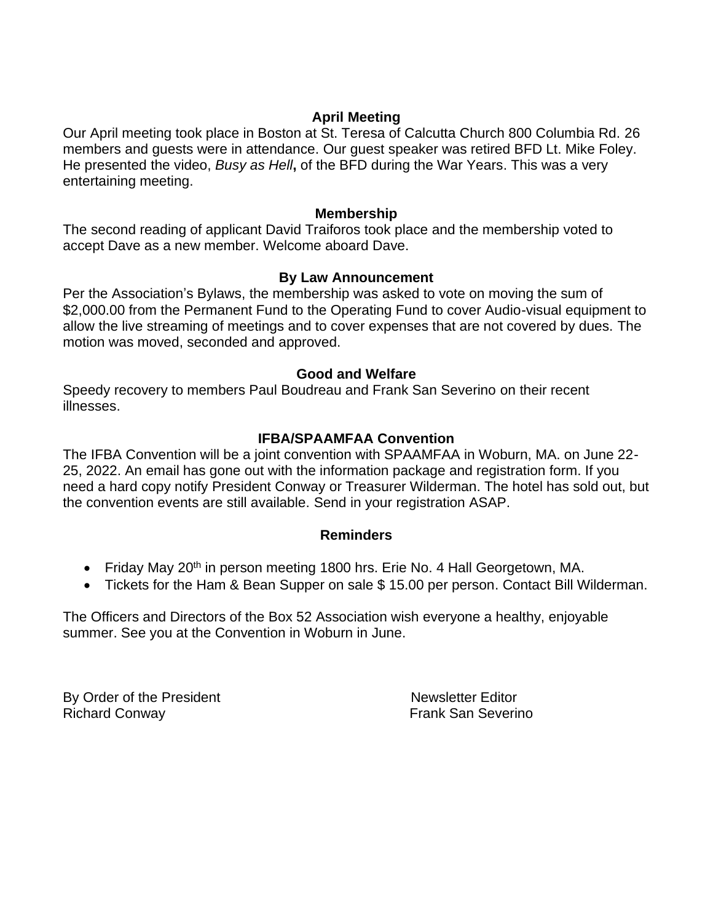### April Meeting

Our April meeting took place in Boston at St. Teresa of Calcutta Church 800 Columbia Rd. 26 members and guests were in attendance. Our guest speaker was retired BFD Lt. Mike Foley. He presented the video, *Busy as Hell***,** of the BFD during the War Years. This was a very entertaining meeting.

### Membership

The second reading of applicant David Traiforos took place and the membership voted to accept Dave as a new member. Welcome aboard Dave.

### By Law Announcement

Per the Association's Bylaws, the membership was asked to vote on moving the sum of $2,000.00 from the Permanent Fund to the Operating Fund to cover Audio-visual equipment to allow the live streaming of meetings and to cover expenses that are not covered by dues. The motion was moved, seconded and approved.

### Good and Welfare

Speedy recovery to members Paul Boudreau and Frank San Severino on their recent illnesses.

### IFBA/SPAAMFAA Convention

The IFBA Convention will be a joint convention with SPAAMFAA in Woburn, MA. on June 22-25, 2022. An email has gone out with the information package and registration form. If you need a hard copy notify President Conway or Treasurer Wilderman. The hotel has sold out, but the convention events are still available. Send in your registration ASAP.

### Reminders

- Friday May 20th in person meeting 1800 hrs. Erie No. 4 Hall Georgetown, MA.
- Tickets for the Ham & Bean Supper on sale $ 15.00 per person. Contact Bill Wilderman.

The Officers and Directors of the Box 52 Association wish everyone a healthy, enjoyable summer. See you at the Convention in Woburn in June.

By Order of the President
Richard Conway

Newsletter Editor
Frank San Severino